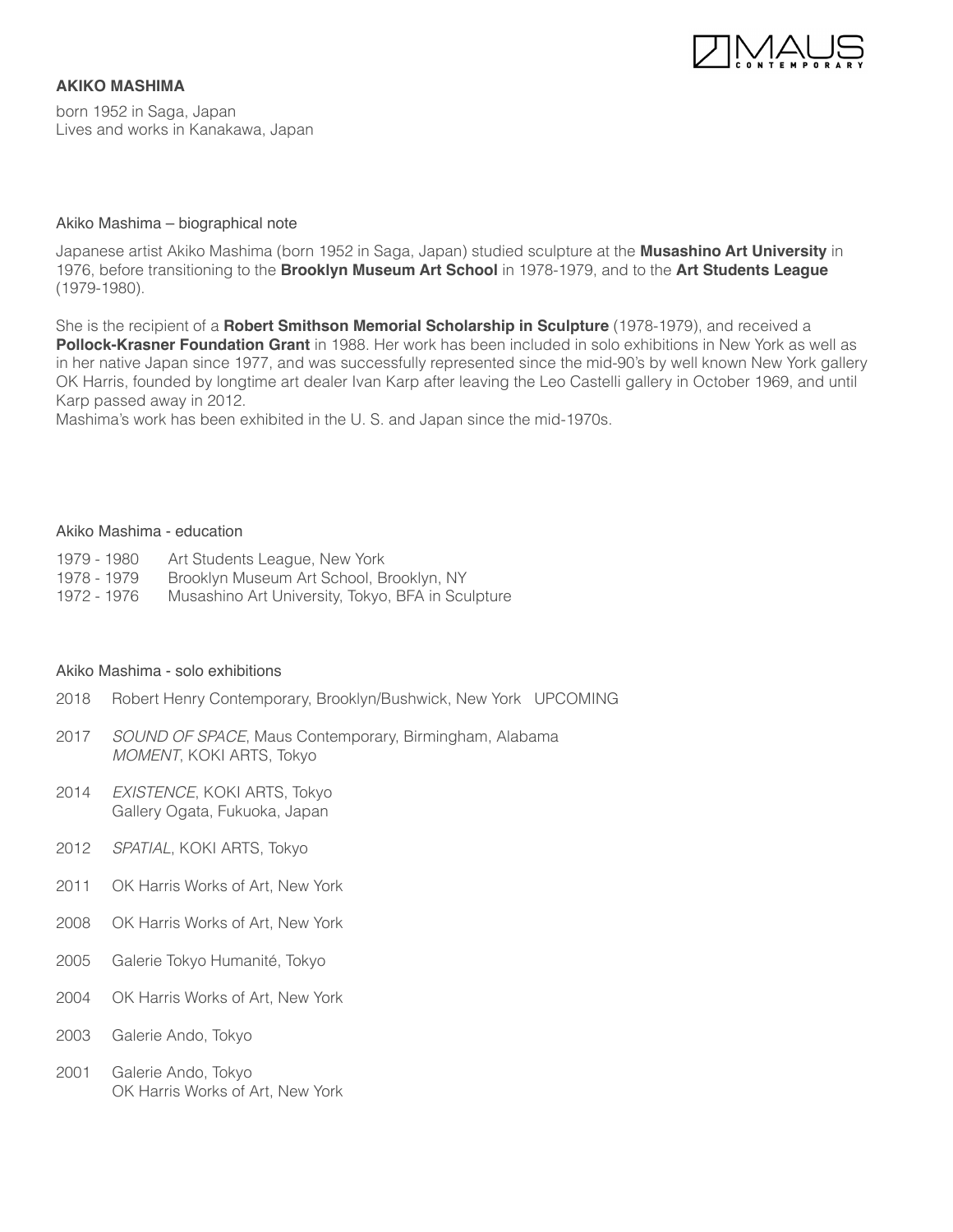**AKIKO MASHIMA**

born 1952 in Saga, Japan
Lives and works in Kanakawa, Japan

Akiko Mashima – biographical note

Japanese artist Akiko Mashima (born 1952 in Saga, Japan) studied sculpture at the **Musashino Art University** in 1976, before transitioning to the **Brooklyn Museum Art School** in 1978-1979, and to the **Art Students League** (1979-1980).

She is the recipient of a **Robert Smithson Memorial Scholarship in Sculpture** (1978-1979), and received a **Pollock-Krasner Foundation Grant** in 1988. Her work has been included in solo exhibitions in New York as well as in her native Japan since 1977, and was successfully represented since the mid-90's by well known New York gallery OK Harris, founded by longtime art dealer Ivan Karp after leaving the Leo Castelli gallery in October 1969, and until Karp passed away in 2012.
Mashima's work has been exhibited in the U. S. and Japan since the mid-1970s.

Akiko Mashima - education

1979 - 1980 Art Students League, New York
1978 - 1979 Brooklyn Museum Art School, Brooklyn, NY
1972 - 1976 Musashino Art University, Tokyo, BFA in Sculpture

Akiko Mashima - solo exhibitions

2018 Robert Henry Contemporary, Brooklyn/Bushwick, New York UPCOMING

2017 *SOUND OF SPACE*, Maus Contemporary, Birmingham, Alabama
*MOMENT*, KOKI ARTS, Tokyo

2014 *EXISTENCE*, KOKI ARTS, Tokyo
Gallery Ogata, Fukuoka, Japan

2012 *SPATIAL*, KOKI ARTS, Tokyo

2011 OK Harris Works of Art, New York

2008 OK Harris Works of Art, New York

2005 Galerie Tokyo Humanité, Tokyo

2004 OK Harris Works of Art, New York

2003 Galerie Ando, Tokyo

2001 Galerie Ando, Tokyo
OK Harris Works of Art, New York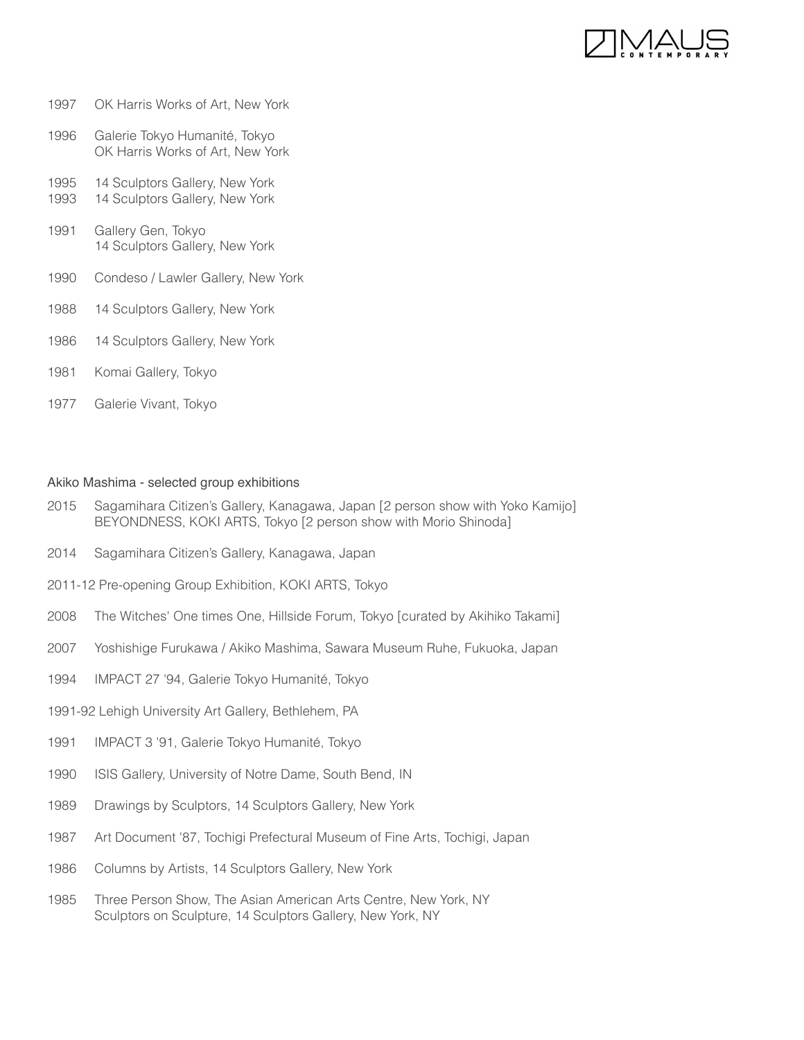1997 OK Harris Works of Art, New York

1996 Galerie Tokyo Humanité, Tokyo
OK Harris Works of Art, New York

1995 14 Sculptors Gallery, New York
1993 14 Sculptors Gallery, New York

1991 Gallery Gen, Tokyo
14 Sculptors Gallery, New York

1990 Condeso / Lawler Gallery, New York

1988 14 Sculptors Gallery, New York

1986 14 Sculptors Gallery, New York

1981 Komai Gallery, Tokyo

1977 Galerie Vivant, Tokyo

Akiko Mashima - selected group exhibitions

2015 Sagamihara Citizen's Gallery, Kanagawa, Japan [2 person show with Yoko Kamijo]
BEYONDNESS, KOKI ARTS, Tokyo [2 person show with Morio Shinoda]

2014 Sagamihara Citizen's Gallery, Kanagawa, Japan

2011-12 Pre-opening Group Exhibition, KOKI ARTS, Tokyo

2008 The Witches' One times One, Hillside Forum, Tokyo [curated by Akihiko Takami]

2007 Yoshishige Furukawa / Akiko Mashima, Sawara Museum Ruhe, Fukuoka, Japan

1994 IMPACT 27 '94, Galerie Tokyo Humanité, Tokyo

1991-92 Lehigh University Art Gallery, Bethlehem, PA

1991 IMPACT 3 '91, Galerie Tokyo Humanité, Tokyo

1990 ISIS Gallery, University of Notre Dame, South Bend, IN

1989 Drawings by Sculptors, 14 Sculptors Gallery, New York

1987 Art Document '87, Tochigi Prefectural Museum of Fine Arts, Tochigi, Japan

1986 Columns by Artists, 14 Sculptors Gallery, New York

1985 Three Person Show, The Asian American Arts Centre, New York, NY
Sculptors on Sculpture, 14 Sculptors Gallery, New York, NY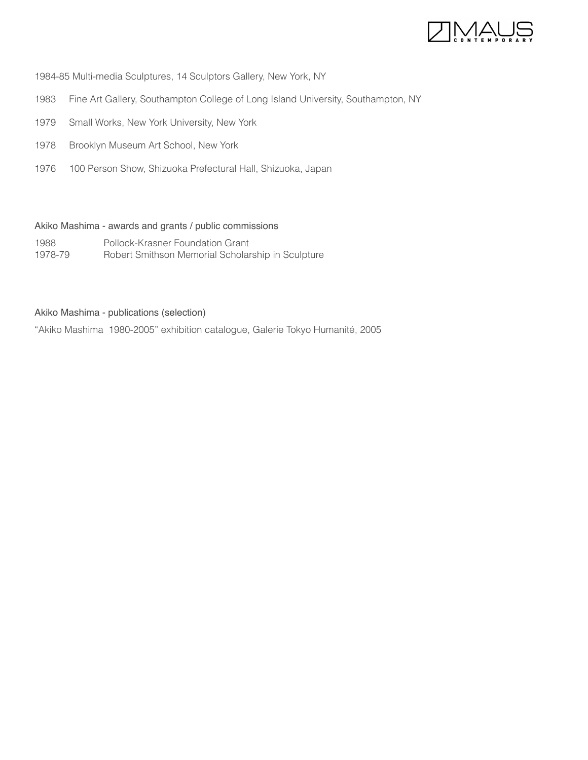1984-85 Multi-media Sculptures, 14 Sculptors Gallery, New York, NY

1983 Fine Art Gallery, Southampton College of Long Island University, Southampton, NY

1979 Small Works, New York University, New York

1978 Brooklyn Museum Art School, New York

1976 100 Person Show, Shizuoka Prefectural Hall, Shizuoka, Japan

## Akiko Mashima - awards and grants / public commissions

1988 Pollock-Krasner Foundation Grant

1978-79 Robert Smithson Memorial Scholarship in Sculpture

## Akiko Mashima - publications (selection)

"Akiko Mashima 1980-2005" exhibition catalogue, Galerie Tokyo Humanité, 2005